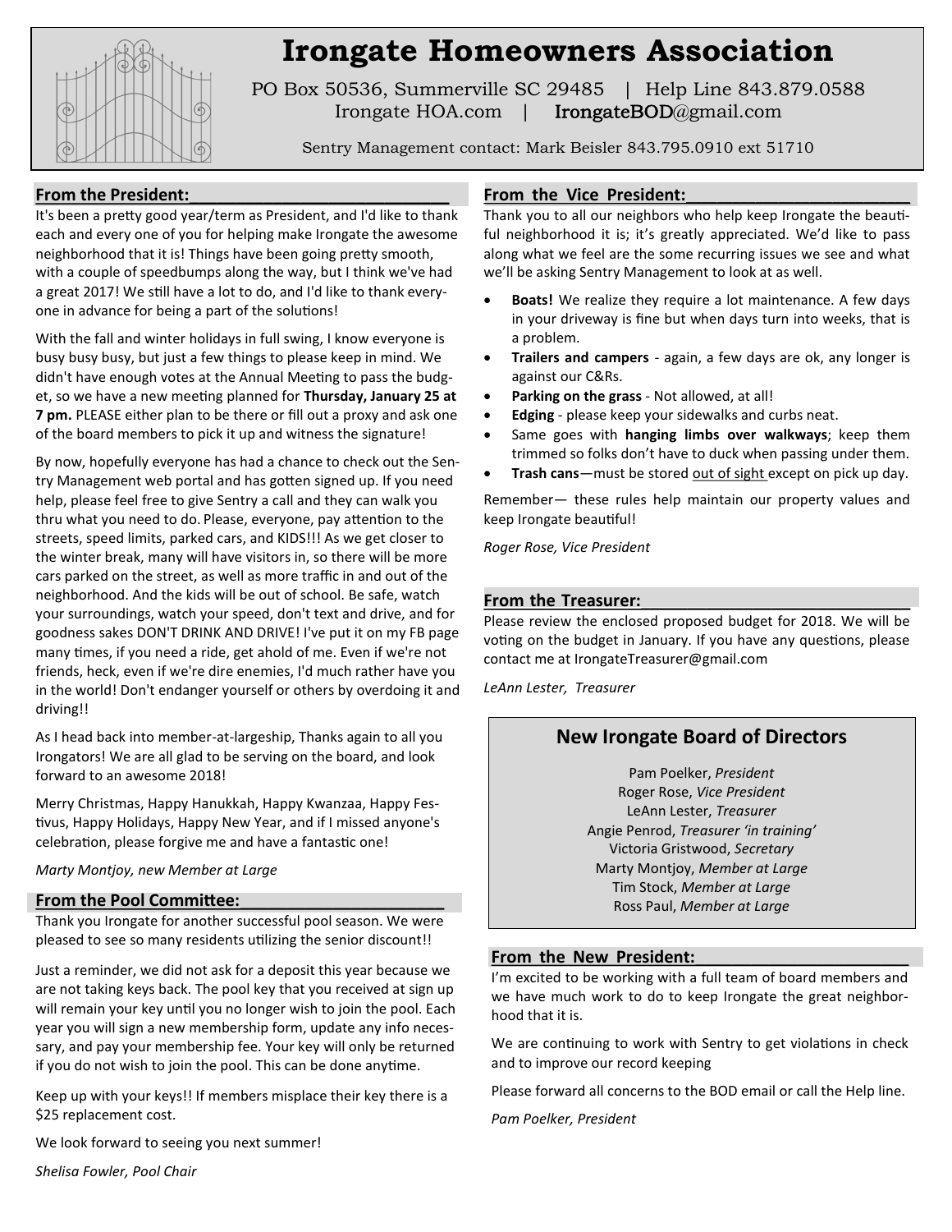# Irongate Homeowners Association

PO Box 50536, Summerville SC 29485 | Help Line 843.879.0588
Irongate HOA.com | IrongateBOD@gmail.com

Sentry Management contact: Mark Beisler 843.795.0910 ext 51710

## From the President:

It's been a pretty good year/term as President, and I'd like to thank each and every one of you for helping make Irongate the awesome neighborhood that it is! Things have been going pretty smooth, with a couple of speedbumps along the way, but I think we've had a great 2017! We still have a lot to do, and I'd like to thank everyone in advance for being a part of the solutions!

With the fall and winter holidays in full swing, I know everyone is busy busy busy, but just a few things to please keep in mind. We didn't have enough votes at the Annual Meeting to pass the budget, so we have a new meeting planned for **Thursday, January 25 at 7 pm.** PLEASE either plan to be there or fill out a proxy and ask one of the board members to pick it up and witness the signature!

By now, hopefully everyone has had a chance to check out the Sentry Management web portal and has gotten signed up. If you need help, please feel free to give Sentry a call and they can walk you thru what you need to do. Please, everyone, pay attention to the streets, speed limits, parked cars, and KIDS!!! As we get closer to the winter break, many will have visitors in, so there will be more cars parked on the street, as well as more traffic in and out of the neighborhood. And the kids will be out of school. Be safe, watch your surroundings, watch your speed, don't text and drive, and for goodness sakes DON'T DRINK AND DRIVE! I've put it on my FB page many times, if you need a ride, get ahold of me. Even if we're not friends, heck, even if we're dire enemies, I'd much rather have you in the world! Don't endanger yourself or others by overdoing it and driving!!

As I head back into member-at-largeship, Thanks again to all you Irongators! We are all glad to be serving on the board, and look forward to an awesome 2018!

Merry Christmas, Happy Hanukkah, Happy Kwanzaa, Happy Festivus, Happy Holidays, Happy New Year, and if I missed anyone's celebration, please forgive me and have a fantastic one!

*Marty Montjoy, new Member at Large*

## From the Pool Committee:

Thank you Irongate for another successful pool season. We were pleased to see so many residents utilizing the senior discount!!

Just a reminder, we did not ask for a deposit this year because we are not taking keys back. The pool key that you received at sign up will remain your key until you no longer wish to join the pool. Each year you will sign a new membership form, update any info necessary, and pay your membership fee. Your key will only be returned if you do not wish to join the pool. This can be done anytime.

Keep up with your keys!! If members misplace their key there is a $25 replacement cost.

We look forward to seeing you next summer!

*Shelisa Fowler, Pool Chair*

## From the Vice President:

Thank you to all our neighbors who help keep Irongate the beautiful neighborhood it is; it's greatly appreciated. We'd like to pass along what we feel are the some recurring issues we see and what we'll be asking Sentry Management to look at as well.

- **Boats!** We realize they require a lot maintenance. A few days in your driveway is fine but when days turn into weeks, that is a problem.
- **Trailers and campers** - again, a few days are ok, any longer is against our C&Rs.
- **Parking on the grass** - Not allowed, at all!
- **Edging** - please keep your sidewalks and curbs neat.
- Same goes with **hanging limbs over walkways**; keep them trimmed so folks don't have to duck when passing under them.
- **Trash cans**—must be stored <u>out of sight</u> except on pick up day.

Remember— these rules help maintain our property values and keep Irongate beautiful!

*Roger Rose, Vice President*

## From the Treasurer:

Please review the enclosed proposed budget for 2018. We will be voting on the budget in January. If you have any questions, please contact me at IrongateTreasurer@gmail.com

*LeAnn Lester, Treasurer*

## New Irongate Board of Directors

Pam Poelker, *President*
Roger Rose, *Vice President*
LeAnn Lester, *Treasurer*
Angie Penrod, *Treasurer 'in training'*
Victoria Gristwood, *Secretary*
Marty Montjoy, *Member at Large*
Tim Stock, *Member at Large*
Ross Paul, *Member at Large*

## From the New President:

I'm excited to be working with a full team of board members and we have much work to do to keep Irongate the great neighborhood that it is.

We are continuing to work with Sentry to get violations in check and to improve our record keeping

Please forward all concerns to the BOD email or call the Help line.

*Pam Poelker, President*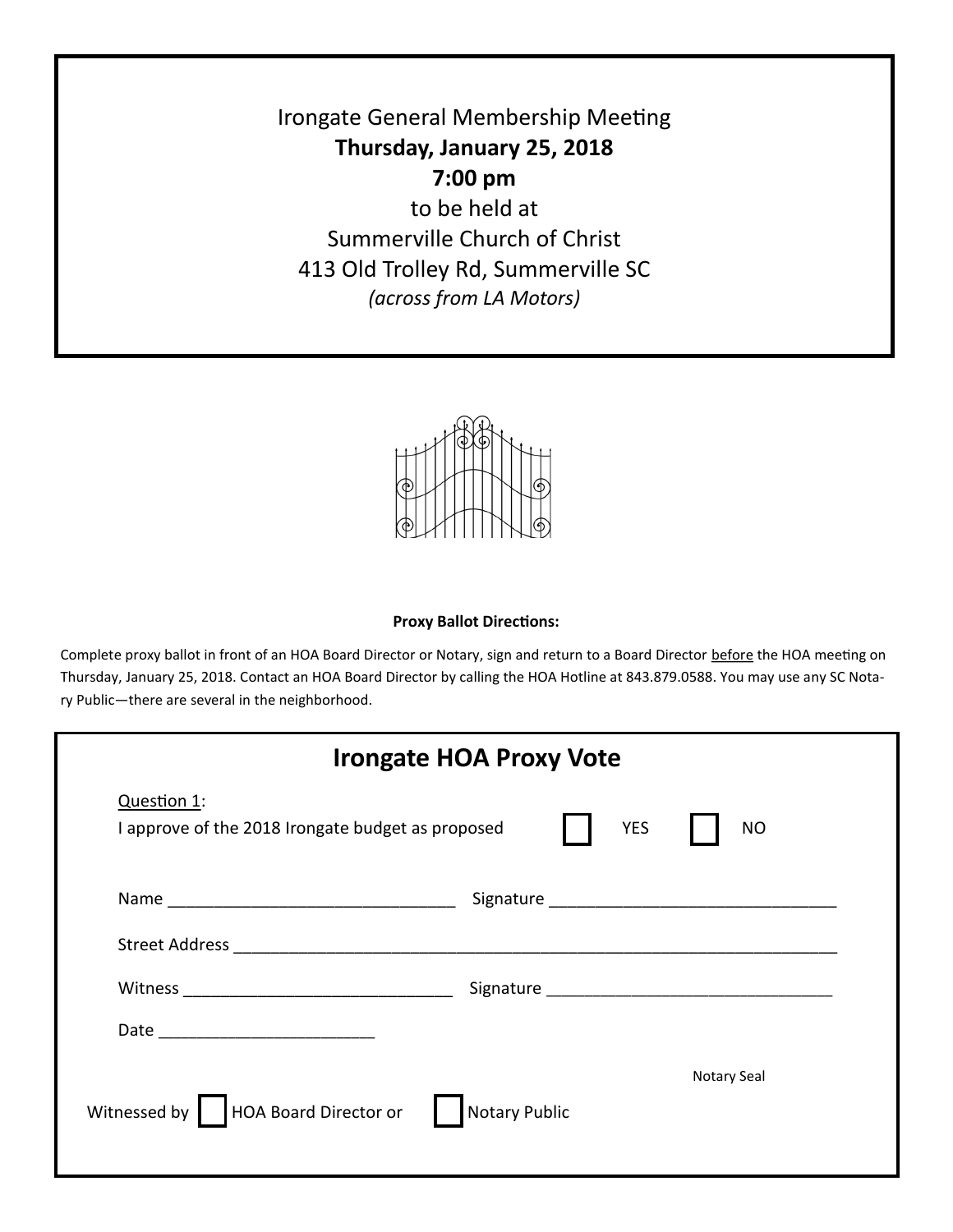Irongate General Membership Meeting

**Thursday, January 25, 2018**

**7:00 pm**

to be held at

Summerville Church of Christ

413 Old Trolley Rd, Summerville SC

*(across from LA Motors)*

**Proxy Ballot Directions:**

Complete proxy ballot in front of an HOA Board Director or Notary, sign and return to a Board Director <u>before</u> the HOA meeting on Thursday, January 25, 2018. Contact an HOA Board Director by calling the HOA Hotline at 843.879.0588. You may use any SC Notary Public—there are several in the neighborhood.

## Irongate HOA Proxy Vote

<u>Question 1</u>:

I approve of the 2018 Irongate budget as proposed ☐ YES ☐ NO

Name ______________________________ Signature ______________________________

Street Address ______________________________________________________________

Witness ____________________________ Signature ______________________________

Date _______________________

Notary Seal

Witnessed by ☐ HOA Board Director or ☐ Notary Public